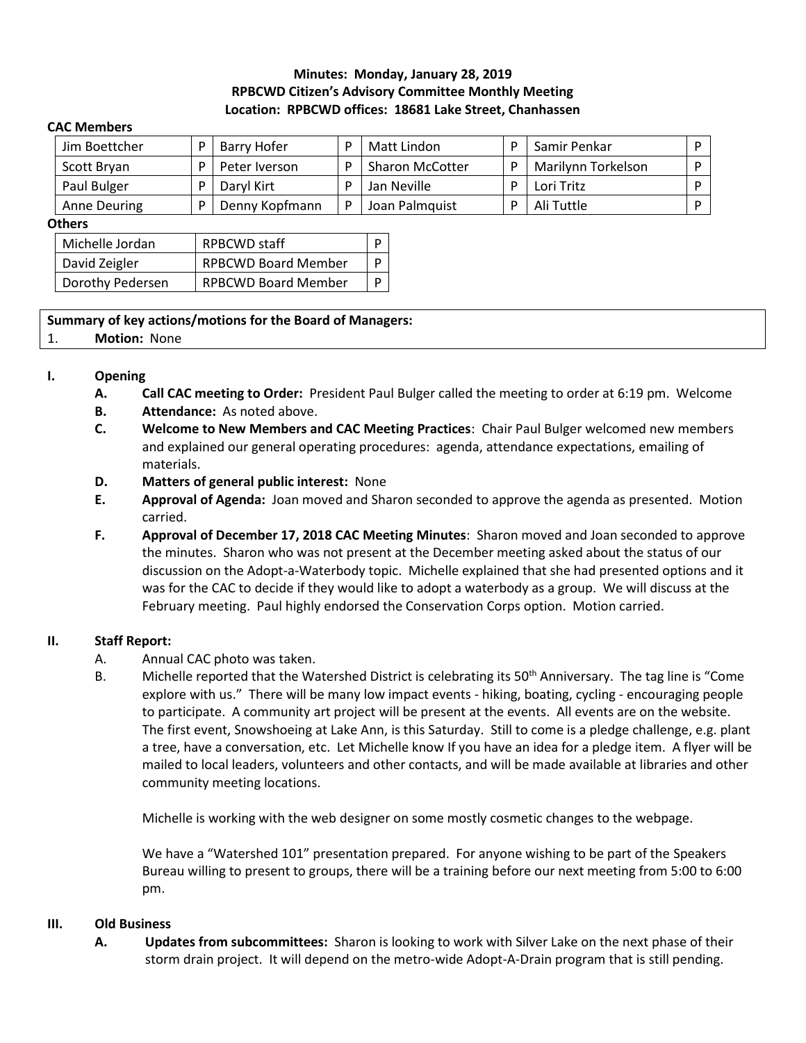**Minutes: Monday, January 28, 2019**
**RPBCWD Citizen's Advisory Committee Monthly Meeting**
**Location: RPBCWD offices: 18681 Lake Street, Chanhassen**

**CAC Members**

| | | | | | | | |
|---|---|---|---|---|---|---|---|
| Jim Boettcher | P | Barry Hofer | P | Matt Lindon | P | Samir Penkar | P |
| Scott Bryan | P | Peter Iverson | P | Sharon McCotter | P | Marilynn Torkelson | P |
| Paul Bulger | P | Daryl Kirt | P | Jan Neville | P | Lori Tritz | P |
| Anne Deuring | P | Denny Kopfmann | P | Joan Palmquist | P | Ali Tuttle | P |

**Others**

| | | |
|---|---|---|
| Michelle Jordan | RPBCWD staff | P |
| David Zeigler | RPBCWD Board Member | P |
| Dorothy Pedersen | RPBCWD Board Member | P |

**Summary of key actions/motions for the Board of Managers:**

1. **Motion:** None

**I. Opening**

- **A. Call CAC meeting to Order:** President Paul Bulger called the meeting to order at 6:19 pm. Welcome
- **B. Attendance:** As noted above.
- **C. Welcome to New Members and CAC Meeting Practices**: Chair Paul Bulger welcomed new members and explained our general operating procedures: agenda, attendance expectations, emailing of materials.
- **D. Matters of general public interest:** None
- **E. Approval of Agenda:** Joan moved and Sharon seconded to approve the agenda as presented. Motion carried.
- **F. Approval of December 17, 2018 CAC Meeting Minutes**: Sharon moved and Joan seconded to approve the minutes. Sharon who was not present at the December meeting asked about the status of our discussion on the Adopt-a-Waterbody topic. Michelle explained that she had presented options and it was for the CAC to decide if they would like to adopt a waterbody as a group. We will discuss at the February meeting. Paul highly endorsed the Conservation Corps option. Motion carried.

**II. Staff Report:**

- A. Annual CAC photo was taken.
- B. Michelle reported that the Watershed District is celebrating its 50th Anniversary. The tag line is "Come explore with us." There will be many low impact events - hiking, boating, cycling - encouraging people to participate. A community art project will be present at the events. All events are on the website. The first event, Snowshoeing at Lake Ann, is this Saturday. Still to come is a pledge challenge, e.g. plant a tree, have a conversation, etc. Let Michelle know If you have an idea for a pledge item. A flyer will be mailed to local leaders, volunteers and other contacts, and will be made available at libraries and other community meeting locations.

  Michelle is working with the web designer on some mostly cosmetic changes to the webpage.

  We have a "Watershed 101" presentation prepared. For anyone wishing to be part of the Speakers Bureau willing to present to groups, there will be a training before our next meeting from 5:00 to 6:00 pm.

**III. Old Business**

- **A. Updates from subcommittees:** Sharon is looking to work with Silver Lake on the next phase of their storm drain project. It will depend on the metro-wide Adopt-A-Drain program that is still pending.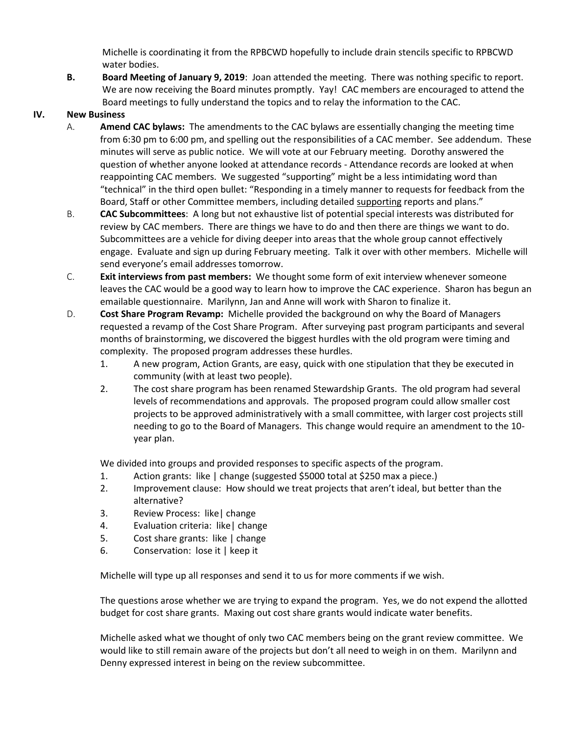Michelle is coordinating it from the RPBCWD hopefully to include drain stencils specific to RPBCWD water bodies.

**B.** **Board Meeting of January 9, 2019**: Joan attended the meeting. There was nothing specific to report. We are now receiving the Board minutes promptly. Yay! CAC members are encouraged to attend the Board meetings to fully understand the topics and to relay the information to the CAC.

## IV. New Business

A. **Amend CAC bylaws:** The amendments to the CAC bylaws are essentially changing the meeting time from 6:30 pm to 6:00 pm, and spelling out the responsibilities of a CAC member. See addendum. These minutes will serve as public notice. We will vote at our February meeting. Dorothy answered the question of whether anyone looked at attendance records - Attendance records are looked at when reappointing CAC members. We suggested "supporting" might be a less intimidating word than "technical" in the third open bullet: "Responding in a timely manner to requests for feedback from the Board, Staff or other Committee members, including detailed <u>supporting</u> reports and plans."

B. **CAC Subcommittees**: A long but not exhaustive list of potential special interests was distributed for review by CAC members. There are things we have to do and then there are things we want to do. Subcommittees are a vehicle for diving deeper into areas that the whole group cannot effectively engage. Evaluate and sign up during February meeting. Talk it over with other members. Michelle will send everyone's email addresses tomorrow.

C. **Exit interviews from past members:** We thought some form of exit interview whenever someone leaves the CAC would be a good way to learn how to improve the CAC experience. Sharon has begun an emailable questionnaire. Marilynn, Jan and Anne will work with Sharon to finalize it.

D. **Cost Share Program Revamp:** Michelle provided the background on why the Board of Managers requested a revamp of the Cost Share Program. After surveying past program participants and several months of brainstorming, we discovered the biggest hurdles with the old program were timing and complexity. The proposed program addresses these hurdles.

1. A new program, Action Grants, are easy, quick with one stipulation that they be executed in community (with at least two people).
2. The cost share program has been renamed Stewardship Grants. The old program had several levels of recommendations and approvals. The proposed program could allow smaller cost projects to be approved administratively with a small committee, with larger cost projects still needing to go to the Board of Managers. This change would require an amendment to the 10-year plan.

We divided into groups and provided responses to specific aspects of the program.

1. Action grants: like | change (suggested $5000 total at $250 max a piece.)
2. Improvement clause: How should we treat projects that aren't ideal, but better than the alternative?
3. Review Process: like| change
4. Evaluation criteria: like| change
5. Cost share grants: like | change
6. Conservation: lose it | keep it

Michelle will type up all responses and send it to us for more comments if we wish.

The questions arose whether we are trying to expand the program. Yes, we do not expend the allotted budget for cost share grants. Maxing out cost share grants would indicate water benefits.

Michelle asked what we thought of only two CAC members being on the grant review committee. We would like to still remain aware of the projects but don't all need to weigh in on them. Marilynn and Denny expressed interest in being on the review subcommittee.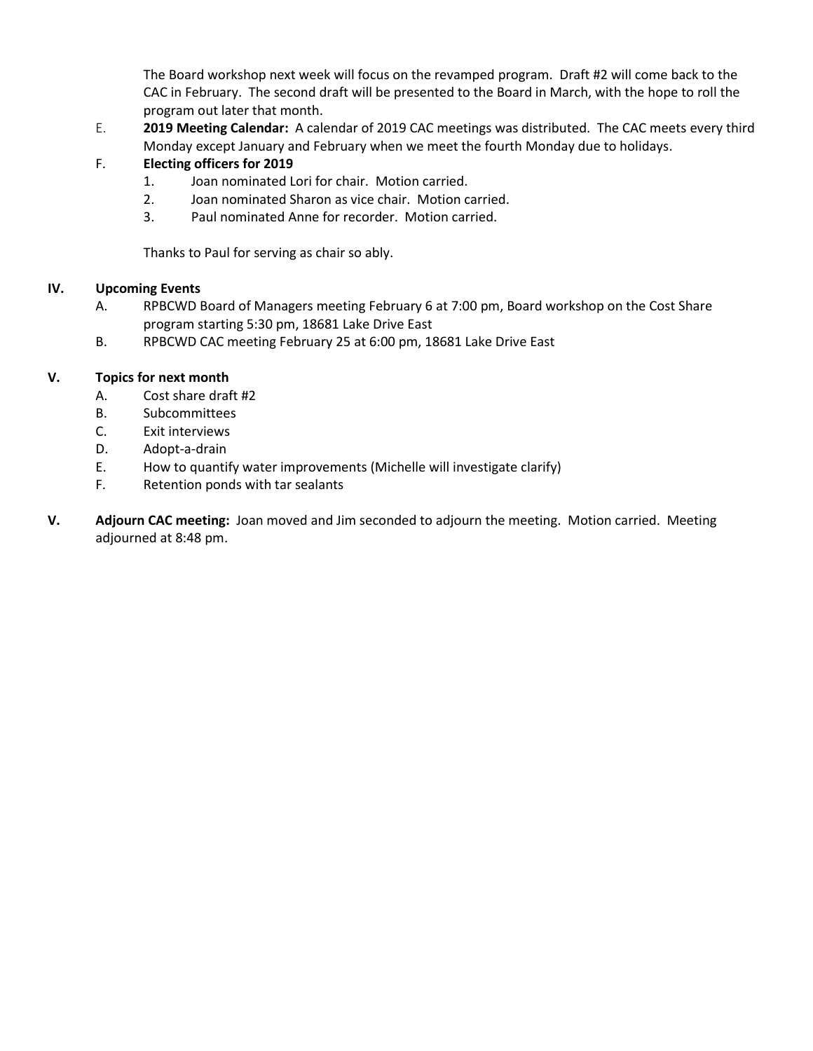The Board workshop next week will focus on the revamped program. Draft #2 will come back to the CAC in February. The second draft will be presented to the Board in March, with the hope to roll the program out later that month.

E. **2019 Meeting Calendar:** A calendar of 2019 CAC meetings was distributed. The CAC meets every third Monday except January and February when we meet the fourth Monday due to holidays.

F. **Electing officers for 2019**

1. Joan nominated Lori for chair. Motion carried.
2. Joan nominated Sharon as vice chair. Motion carried.
3. Paul nominated Anne for recorder. Motion carried.

Thanks to Paul for serving as chair so ably.

## IV. Upcoming Events

A. RPBCWD Board of Managers meeting February 6 at 7:00 pm, Board workshop on the Cost Share program starting 5:30 pm, 18681 Lake Drive East

B. RPBCWD CAC meeting February 25 at 6:00 pm, 18681 Lake Drive East

## V. Topics for next month

A. Cost share draft #2

B. Subcommittees

C. Exit interviews

D. Adopt-a-drain

E. How to quantify water improvements (Michelle will investigate clarify)

F. Retention ponds with tar sealants

## V. Adjourn CAC meeting:

Joan moved and Jim seconded to adjourn the meeting. Motion carried. Meeting adjourned at 8:48 pm.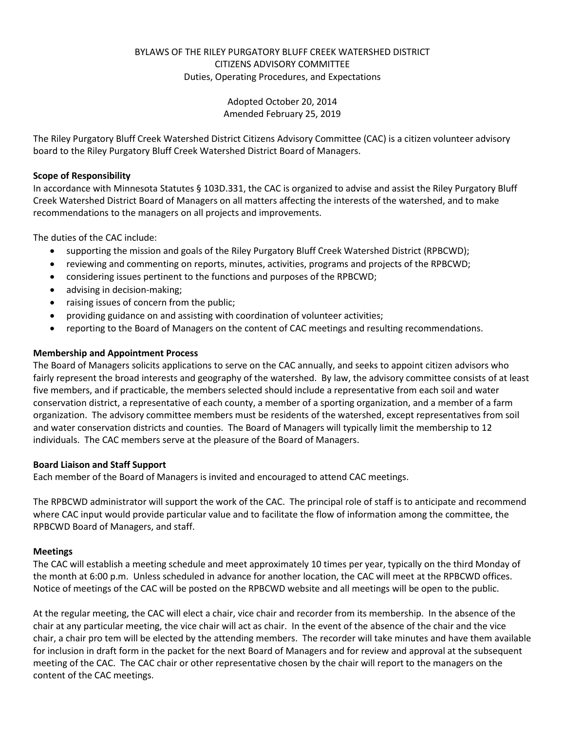BYLAWS OF THE RILEY PURGATORY BLUFF CREEK WATERSHED DISTRICT
CITIZENS ADVISORY COMMITTEE
Duties, Operating Procedures, and Expectations

Adopted October 20, 2014
Amended February 25, 2019

The Riley Purgatory Bluff Creek Watershed District Citizens Advisory Committee (CAC) is a citizen volunteer advisory board to the Riley Purgatory Bluff Creek Watershed District Board of Managers.

**Scope of Responsibility**

In accordance with Minnesota Statutes § 103D.331, the CAC is organized to advise and assist the Riley Purgatory Bluff Creek Watershed District Board of Managers on all matters affecting the interests of the watershed, and to make recommendations to the managers on all projects and improvements.

The duties of the CAC include:

- supporting the mission and goals of the Riley Purgatory Bluff Creek Watershed District (RPBCWD);
- reviewing and commenting on reports, minutes, activities, programs and projects of the RPBCWD;
- considering issues pertinent to the functions and purposes of the RPBCWD;
- advising in decision-making;
- raising issues of concern from the public;
- providing guidance on and assisting with coordination of volunteer activities;
- reporting to the Board of Managers on the content of CAC meetings and resulting recommendations.

**Membership and Appointment Process**

The Board of Managers solicits applications to serve on the CAC annually, and seeks to appoint citizen advisors who fairly represent the broad interests and geography of the watershed. By law, the advisory committee consists of at least five members, and if practicable, the members selected should include a representative from each soil and water conservation district, a representative of each county, a member of a sporting organization, and a member of a farm organization. The advisory committee members must be residents of the watershed, except representatives from soil and water conservation districts and counties. The Board of Managers will typically limit the membership to 12 individuals. The CAC members serve at the pleasure of the Board of Managers.

**Board Liaison and Staff Support**

Each member of the Board of Managers is invited and encouraged to attend CAC meetings.

The RPBCWD administrator will support the work of the CAC. The principal role of staff is to anticipate and recommend where CAC input would provide particular value and to facilitate the flow of information among the committee, the RPBCWD Board of Managers, and staff.

**Meetings**

The CAC will establish a meeting schedule and meet approximately 10 times per year, typically on the third Monday of the month at 6:00 p.m. Unless scheduled in advance for another location, the CAC will meet at the RPBCWD offices. Notice of meetings of the CAC will be posted on the RPBCWD website and all meetings will be open to the public.

At the regular meeting, the CAC will elect a chair, vice chair and recorder from its membership. In the absence of the chair at any particular meeting, the vice chair will act as chair. In the event of the absence of the chair and the vice chair, a chair pro tem will be elected by the attending members. The recorder will take minutes and have them available for inclusion in draft form in the packet for the next Board of Managers and for review and approval at the subsequent meeting of the CAC. The CAC chair or other representative chosen by the chair will report to the managers on the content of the CAC meetings.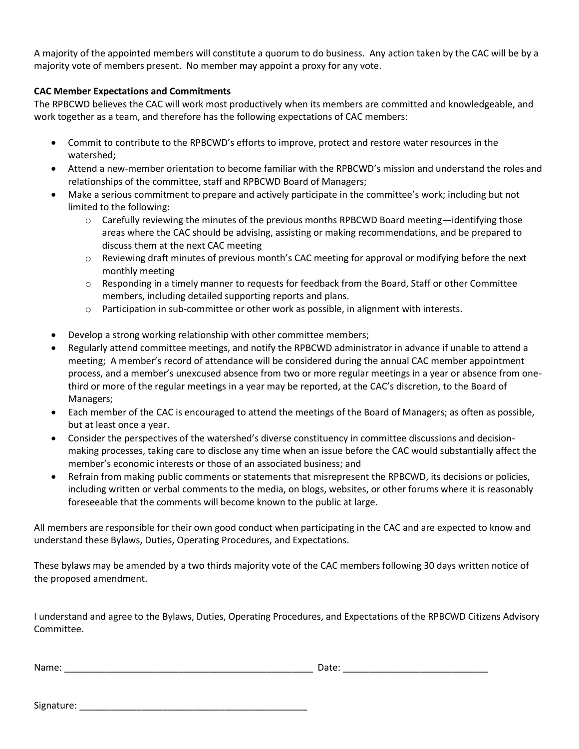A majority of the appointed members will constitute a quorum to do business. Any action taken by the CAC will be by a majority vote of members present. No member may appoint a proxy for any vote.

**CAC Member Expectations and Commitments**

The RPBCWD believes the CAC will work most productively when its members are committed and knowledgeable, and work together as a team, and therefore has the following expectations of CAC members:

- Commit to contribute to the RPBCWD's efforts to improve, protect and restore water resources in the watershed;
- Attend a new-member orientation to become familiar with the RPBCWD's mission and understand the roles and relationships of the committee, staff and RPBCWD Board of Managers;
- Make a serious commitment to prepare and actively participate in the committee's work; including but not limited to the following:
  - Carefully reviewing the minutes of the previous months RPBCWD Board meeting—identifying those areas where the CAC should be advising, assisting or making recommendations, and be prepared to discuss them at the next CAC meeting
  - Reviewing draft minutes of previous month's CAC meeting for approval or modifying before the next monthly meeting
  - Responding in a timely manner to requests for feedback from the Board, Staff or other Committee members, including detailed supporting reports and plans.
  - Participation in sub-committee or other work as possible, in alignment with interests.
- Develop a strong working relationship with other committee members;
- Regularly attend committee meetings, and notify the RPBCWD administrator in advance if unable to attend a meeting; A member's record of attendance will be considered during the annual CAC member appointment process, and a member's unexcused absence from two or more regular meetings in a year or absence from one-third or more of the regular meetings in a year may be reported, at the CAC's discretion, to the Board of Managers;
- Each member of the CAC is encouraged to attend the meetings of the Board of Managers; as often as possible, but at least once a year.
- Consider the perspectives of the watershed's diverse constituency in committee discussions and decision-making processes, taking care to disclose any time when an issue before the CAC would substantially affect the member's economic interests or those of an associated business; and
- Refrain from making public comments or statements that misrepresent the RPBCWD, its decisions or policies, including written or verbal comments to the media, on blogs, websites, or other forums where it is reasonably foreseeable that the comments will become known to the public at large.

All members are responsible for their own good conduct when participating in the CAC and are expected to know and understand these Bylaws, Duties, Operating Procedures, and Expectations.

These bylaws may be amended by a two thirds majority vote of the CAC members following 30 days written notice of the proposed amendment.

I understand and agree to the Bylaws, Duties, Operating Procedures, and Expectations of the RPBCWD Citizens Advisory Committee.

Name: ___________________________________________________ Date: ____________________________

Signature: ______________________________________________